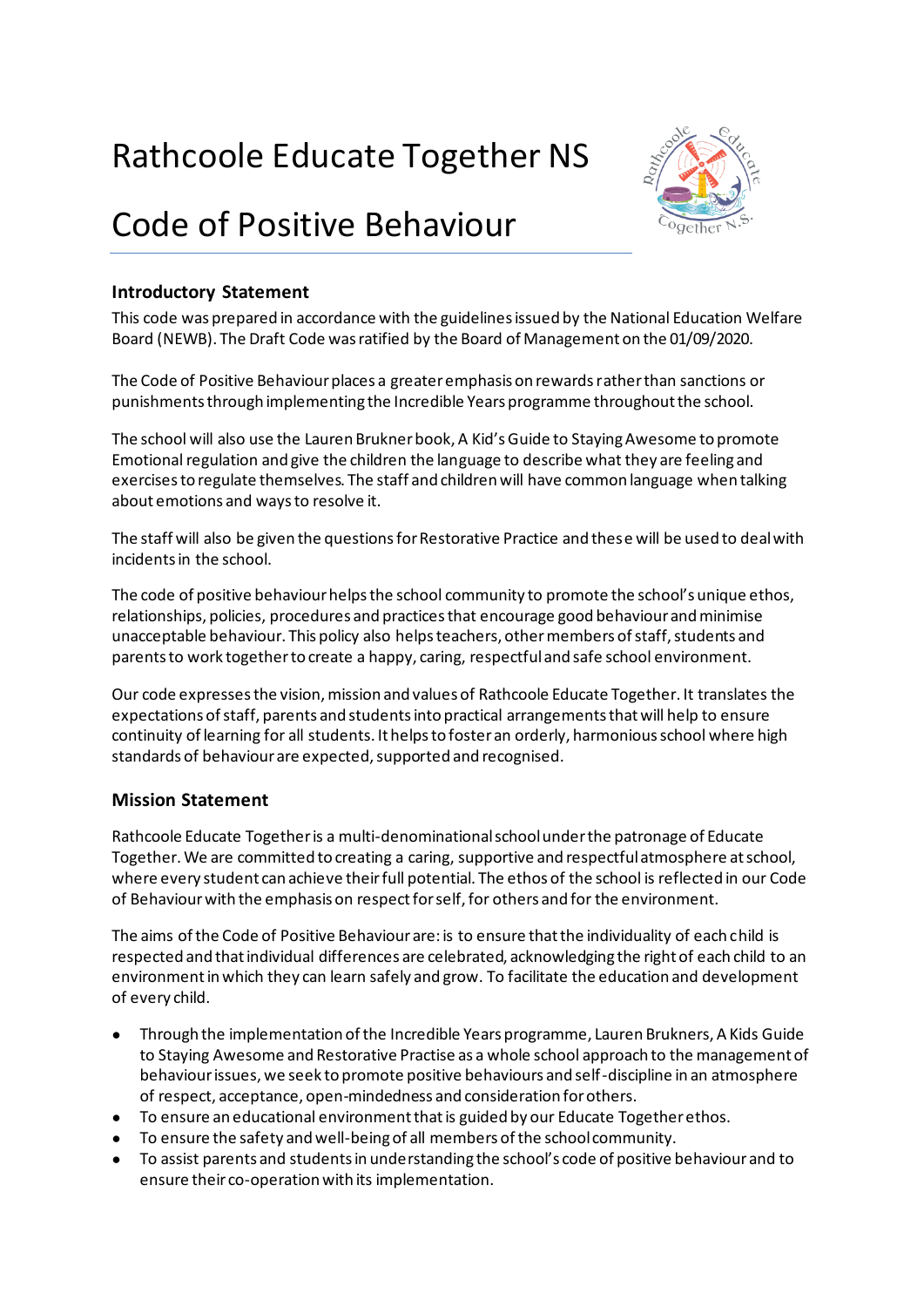# Rathcoole Educate Together NS

# Code of Positive Behaviour

## Introductory Statement

This code was prepared in accordance with the guidelines issued by the National Education Welfare Board (NEWB). The Draft Code was ratified by the Board of Management on the 01/09/2020.

The Code of Positive Behaviour places a greater emphasis on rewards rather than sanctions or punishments through implementing the Incredible Years programme throughout the school.

The school will also use the Lauren Brukner book, A Kid's Guide to Staying Awesome to promote Emotional regulation and give the children the language to describe what they are feeling and exercises to regulate themselves. The staff and children will have common language when talking about emotions and ways to resolve it.

The staff will also be given the questions for Restorative Practice and these will be used to deal with incidents in the school.

The code of positive behaviour helps the school community to promote the school's unique ethos, relationships, policies, procedures and practices that encourage good behaviour and minimise unacceptable behaviour. This policy also helps teachers, other members of staff, students and parents to work together to create a happy, caring, respectful and safe school environment.

Our code expresses the vision, mission and values of Rathcoole Educate Together. It translates the expectations of staff, parents and students into practical arrangements that will help to ensure continuity of learning for all students. It helps to foster an orderly, harmonious school where high standards of behaviour are expected, supported and recognised.

## Mission Statement

Rathcoole Educate Together is a multi-denominational school under the patronage of Educate Together. We are committed to creating a caring, supportive and respectful atmosphere at school, where every student can achieve their full potential. The ethos of the school is reflected in our Code of Behaviour with the emphasis on respect for self, for others and for the environment.

The aims of the Code of Positive Behaviour are: is to ensure that the individuality of each child is respected and that individual differences are celebrated, acknowledging the right of each child to an environment in which they can learn safely and grow. To facilitate the education and development of every child.

- Through the implementation of the Incredible Years programme, Lauren Brukners, A Kids Guide to Staying Awesome and Restorative Practise as a whole school approach to the management of behaviour issues, we seek to promote positive behaviours and self-discipline in an atmosphere of respect, acceptance, open-mindedness and consideration for others.
- To ensure an educational environment that is guided by our Educate Together ethos.
- To ensure the safety and well-being of all members of the school community.
- To assist parents and students in understanding the school's code of positive behaviour and to ensure their co-operation with its implementation.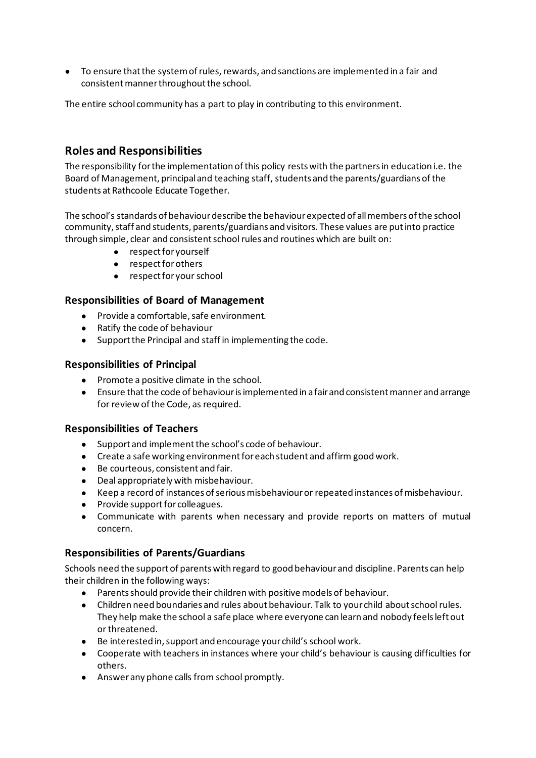- To ensure that the system of rules, rewards, and sanctions are implemented in a fair and consistent manner throughout the school.

The entire school community has a part to play in contributing to this environment.

## Roles and Responsibilities

The responsibility for the implementation of this policy rests with the partners in education i.e. the Board of Management, principal and teaching staff, students and the parents/guardians of the students at Rathcoole Educate Together.

The school's standards of behaviour describe the behaviour expected of all members of the school community, staff and students, parents/guardians and visitors. These values are put into practice through simple, clear and consistent school rules and routines which are built on:

- respect for yourself
- respect for others
- respect for your school

### Responsibilities of Board of Management

- Provide a comfortable, safe environment.
- Ratify the code of behaviour
- Support the Principal and staff in implementing the code.

### Responsibilities of Principal

- Promote a positive climate in the school.
- Ensure that the code of behaviour is implemented in a fair and consistent manner and arrange for review of the Code, as required.

### Responsibilities of Teachers

- Support and implement the school's code of behaviour.
- Create a safe working environment for each student and affirm good work.
- Be courteous, consistent and fair.
- Deal appropriately with misbehaviour.
- Keep a record of instances of serious misbehaviour or repeated instances of misbehaviour.
- Provide support for colleagues.
- Communicate with parents when necessary and provide reports on matters of mutual concern.

### Responsibilities of Parents/Guardians

Schools need the support of parents with regard to good behaviour and discipline. Parents can help their children in the following ways:

- Parents should provide their children with positive models of behaviour.
- Children need boundaries and rules about behaviour. Talk to your child about school rules. They help make the school a safe place where everyone can learn and nobody feels left out or threatened.
- Be interested in, support and encourage your child's school work.
- Cooperate with teachers in instances where your child's behaviour is causing difficulties for others.
- Answer any phone calls from school promptly.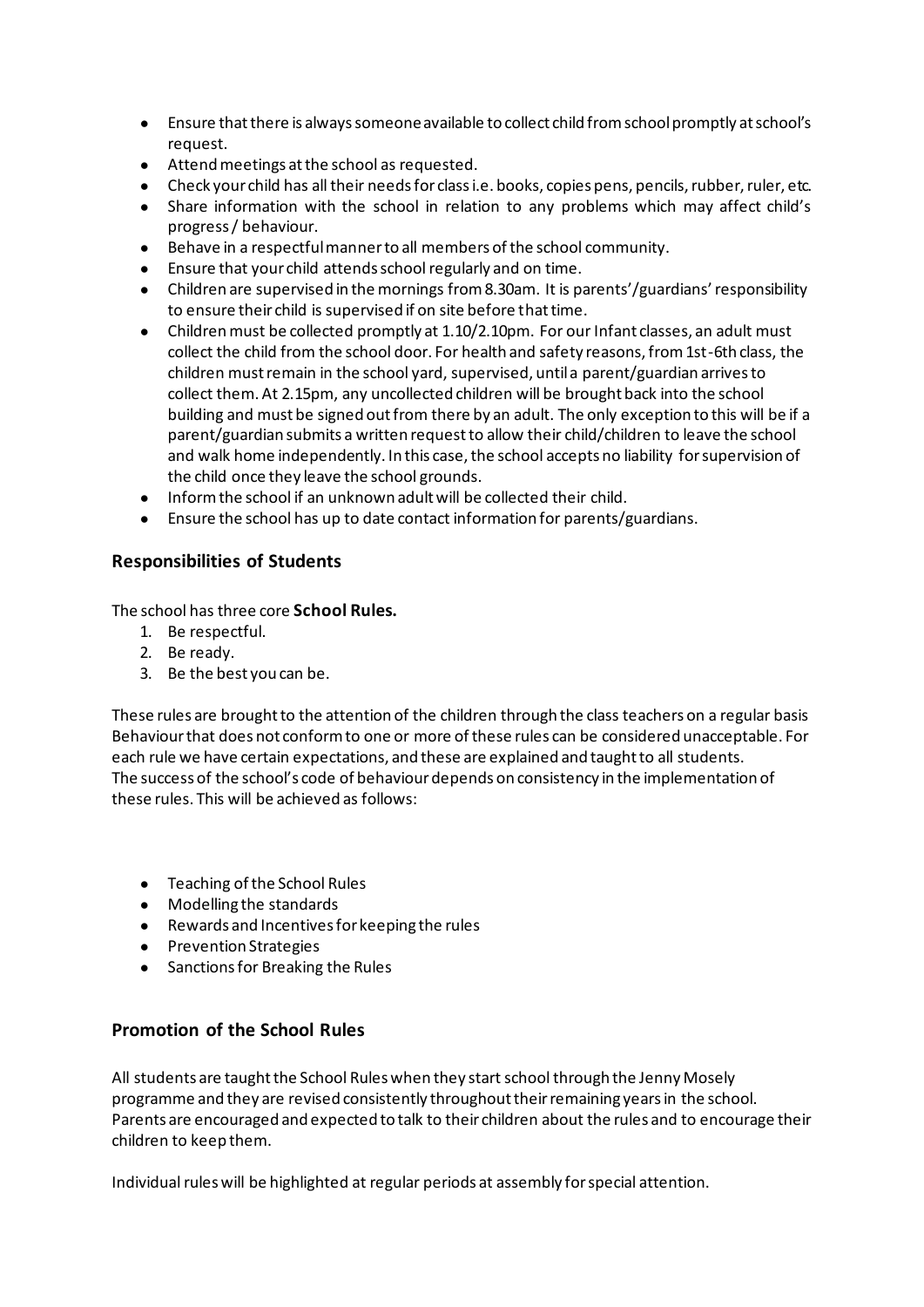- Ensure that there is always someone available to collect child from school promptly at school's request.
- Attend meetings at the school as requested.
- Check your child has all their needs for class i.e. books, copies pens, pencils, rubber, ruler, etc.
- Share information with the school in relation to any problems which may affect child's progress / behaviour.
- Behave in a respectful manner to all members of the school community.
- Ensure that your child attends school regularly and on time.
- Children are supervised in the mornings from 8.30am. It is parents'/guardians' responsibility to ensure their child is supervised if on site before that time.
- Children must be collected promptly at 1.10/2.10pm. For our Infant classes, an adult must collect the child from the school door. For health and safety reasons, from 1st-6th class, the children must remain in the school yard, supervised, until a parent/guardian arrives to collect them. At 2.15pm, any uncollected children will be brought back into the school building and must be signed out from there by an adult. The only exception to this will be if a parent/guardian submits a written request to allow their child/children to leave the school and walk home independently. In this case, the school accepts no liability for supervision of the child once they leave the school grounds.
- Inform the school if an unknown adult will be collected their child.
- Ensure the school has up to date contact information for parents/guardians.

## Responsibilities of Students

The school has three core **School Rules.**

1. Be respectful.
2. Be ready.
3. Be the best you can be.

These rules are brought to the attention of the children through the class teachers on a regular basis Behaviour that does not conform to one or more of these rules can be considered unacceptable. For each rule we have certain expectations, and these are explained and taught to all students.
The success of the school's code of behaviour depends on consistency in the implementation of these rules. This will be achieved as follows:

- Teaching of the School Rules
- Modelling the standards
- Rewards and Incentives for keeping the rules
- Prevention Strategies
- Sanctions for Breaking the Rules

## Promotion of the School Rules

All students are taught the School Rules when they start school through the Jenny Mosely programme and they are revised consistently throughout their remaining years in the school. Parents are encouraged and expected to talk to their children about the rules and to encourage their children to keep them.

Individual rules will be highlighted at regular periods at assembly for special attention.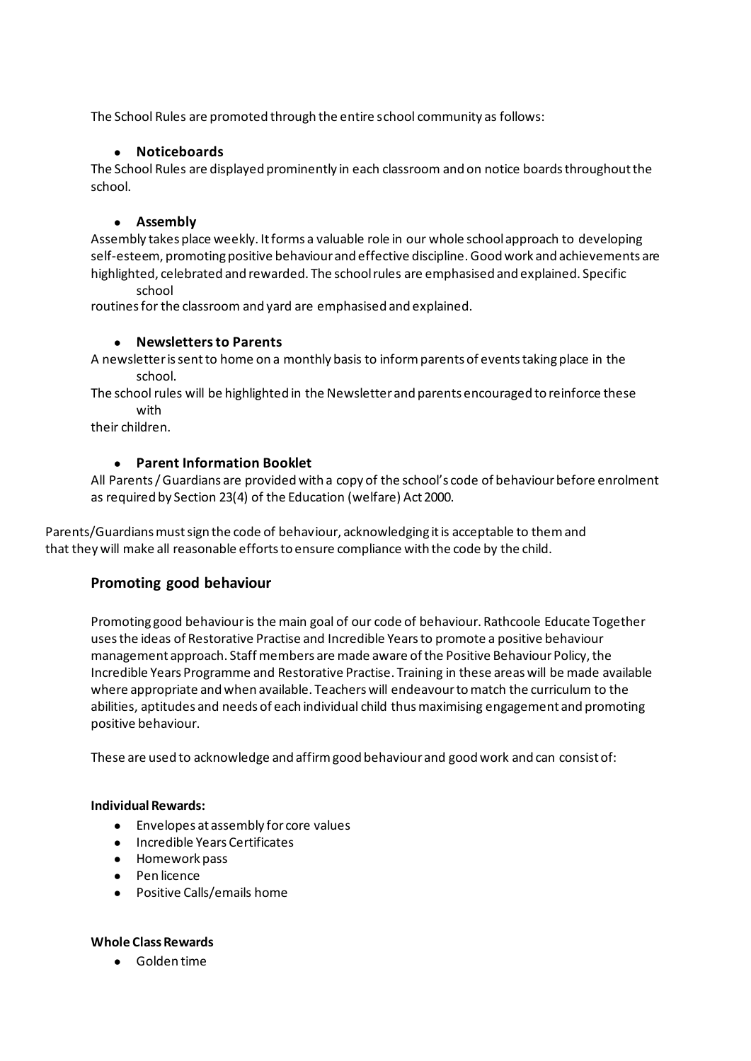The School Rules are promoted through the entire school community as follows:

- **Noticeboards**

The School Rules are displayed prominently in each classroom and on notice boards throughout the school.

- **Assembly**

Assembly takes place weekly. It forms a valuable role in our whole school approach to developing self-esteem, promoting positive behaviour and effective discipline. Good work and achievements are highlighted, celebrated and rewarded. The school rules are emphasised and explained. Specific school routines for the classroom and yard are emphasised and explained.

- **Newsletters to Parents**

A newsletter is sent to home on a monthly basis to inform parents of events taking place in the school.
The school rules will be highlighted in the Newsletter and parents encouraged to reinforce these with their children.

- **Parent Information Booklet**

All Parents / Guardians are provided with a copy of the school's code of behaviour before enrolment as required by Section 23(4) of the Education (welfare) Act 2000.

Parents/Guardians must sign the code of behaviour, acknowledging it is acceptable to them and that they will make all reasonable efforts to ensure compliance with the code by the child.

## Promoting good behaviour

Promoting good behaviour is the main goal of our code of behaviour. Rathcoole Educate Together uses the ideas of Restorative Practise and Incredible Years to promote a positive behaviour management approach. Staff members are made aware of the Positive Behaviour Policy, the Incredible Years Programme and Restorative Practise. Training in these areas will be made available where appropriate and when available. Teachers will endeavour to match the curriculum to the abilities, aptitudes and needs of each individual child thus maximising engagement and promoting positive behaviour.

These are used to acknowledge and affirm good behaviour and good work and can consist of:

**Individual Rewards:**

- Envelopes at assembly for core values
- Incredible Years Certificates
- Homework pass
- Pen licence
- Positive Calls/emails home

**Whole Class Rewards**

- Golden time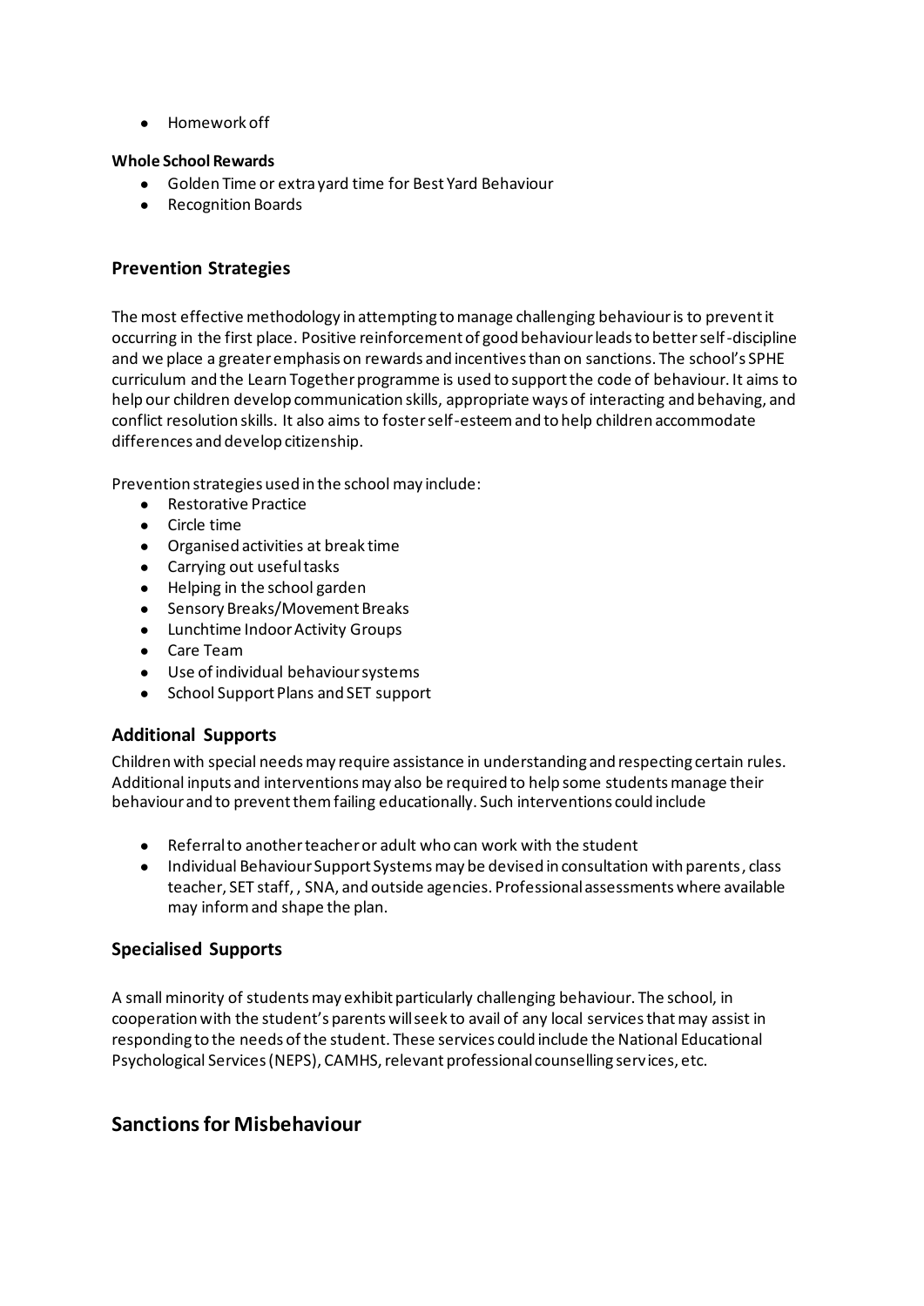- Homework off

**Whole School Rewards**

- Golden Time or extra yard time for Best Yard Behaviour
- Recognition Boards

## Prevention Strategies

The most effective methodology in attempting to manage challenging behaviour is to prevent it occurring in the first place. Positive reinforcement of good behaviour leads to better self-discipline and we place a greater emphasis on rewards and incentives than on sanctions. The school's SPHE curriculum and the Learn Together programme is used to support the code of behaviour. It aims to help our children develop communication skills, appropriate ways of interacting and behaving, and conflict resolution skills. It also aims to foster self-esteem and to help children accommodate differences and develop citizenship.

Prevention strategies used in the school may include:

- Restorative Practice
- Circle time
- Organised activities at break time
- Carrying out useful tasks
- Helping in the school garden
- Sensory Breaks/Movement Breaks
- Lunchtime Indoor Activity Groups
- Care Team
- Use of individual behaviour systems
- School Support Plans and SET support

## Additional Supports

Children with special needs may require assistance in understanding and respecting certain rules. Additional inputs and interventions may also be required to help some students manage their behaviour and to prevent them failing educationally. Such interventions could include

- Referral to another teacher or adult who can work with the student
- Individual Behaviour Support Systems may be devised in consultation with parents, class teacher, SET staff, , SNA, and outside agencies. Professional assessments where available may inform and shape the plan.

## Specialised Supports

A small minority of students may exhibit particularly challenging behaviour. The school, in cooperation with the student's parents will seek to avail of any local services that may assist in responding to the needs of the student. These services could include the National Educational Psychological Services (NEPS), CAMHS, relevant professional counselling services, etc.

# Sanctions for Misbehaviour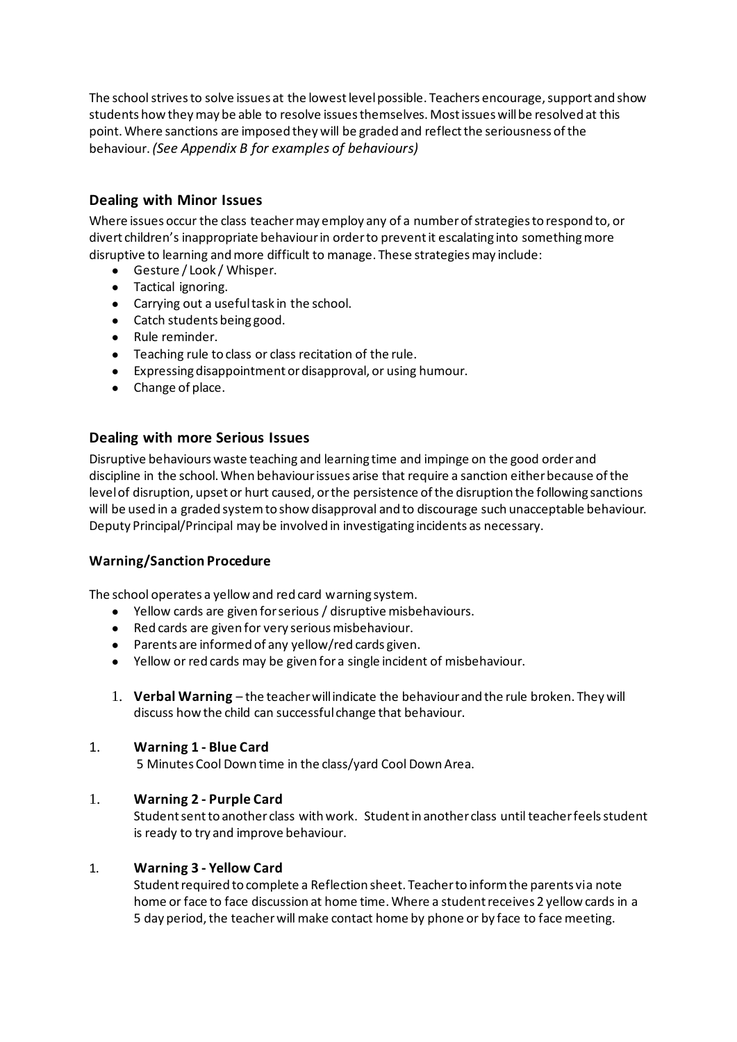The school strives to solve issues at the lowest level possible. Teachers encourage, support and show students how they may be able to resolve issues themselves. Most issues will be resolved at this point. Where sanctions are imposed they will be graded and reflect the seriousness of the behaviour. *(See Appendix B for examples of behaviours)*

## Dealing with Minor Issues

Where issues occur the class teacher may employ any of a number of strategies to respond to, or divert children's inappropriate behaviour in order to prevent it escalating into something more disruptive to learning and more difficult to manage. These strategies may include:

- Gesture / Look / Whisper.
- Tactical ignoring.
- Carrying out a useful task in the school.
- Catch students being good.
- Rule reminder.
- Teaching rule to class or class recitation of the rule.
- Expressing disappointment or disapproval, or using humour.
- Change of place.

## Dealing with more Serious Issues

Disruptive behaviours waste teaching and learning time and impinge on the good order and discipline in the school. When behaviour issues arise that require a sanction either because of the level of disruption, upset or hurt caused, or the persistence of the disruption the following sanctions will be used in a graded system to show disapproval and to discourage such unacceptable behaviour. Deputy Principal/Principal may be involved in investigating incidents as necessary.

### Warning/Sanction Procedure

The school operates a yellow and red card warning system.

- Yellow cards are given for serious / disruptive misbehaviours.
- Red cards are given for very serious misbehaviour.
- Parents are informed of any yellow/red cards given.
- Yellow or red cards may be given for a single incident of misbehaviour.

1. **Verbal Warning** – the teacher will indicate the behaviour and the rule broken. They will discuss how the child can successful change that behaviour.

1. **Warning 1 - Blue Card**
   5 Minutes Cool Down time in the class/yard Cool Down Area.

1. **Warning 2 - Purple Card**
   Student sent to another class with work. Student in another class until teacher feels student is ready to try and improve behaviour.

1. **Warning 3 - Yellow Card**
   Student required to complete a Reflection sheet. Teacher to inform the parents via note home or face to face discussion at home time. Where a student receives 2 yellow cards in a 5 day period, the teacher will make contact home by phone or by face to face meeting.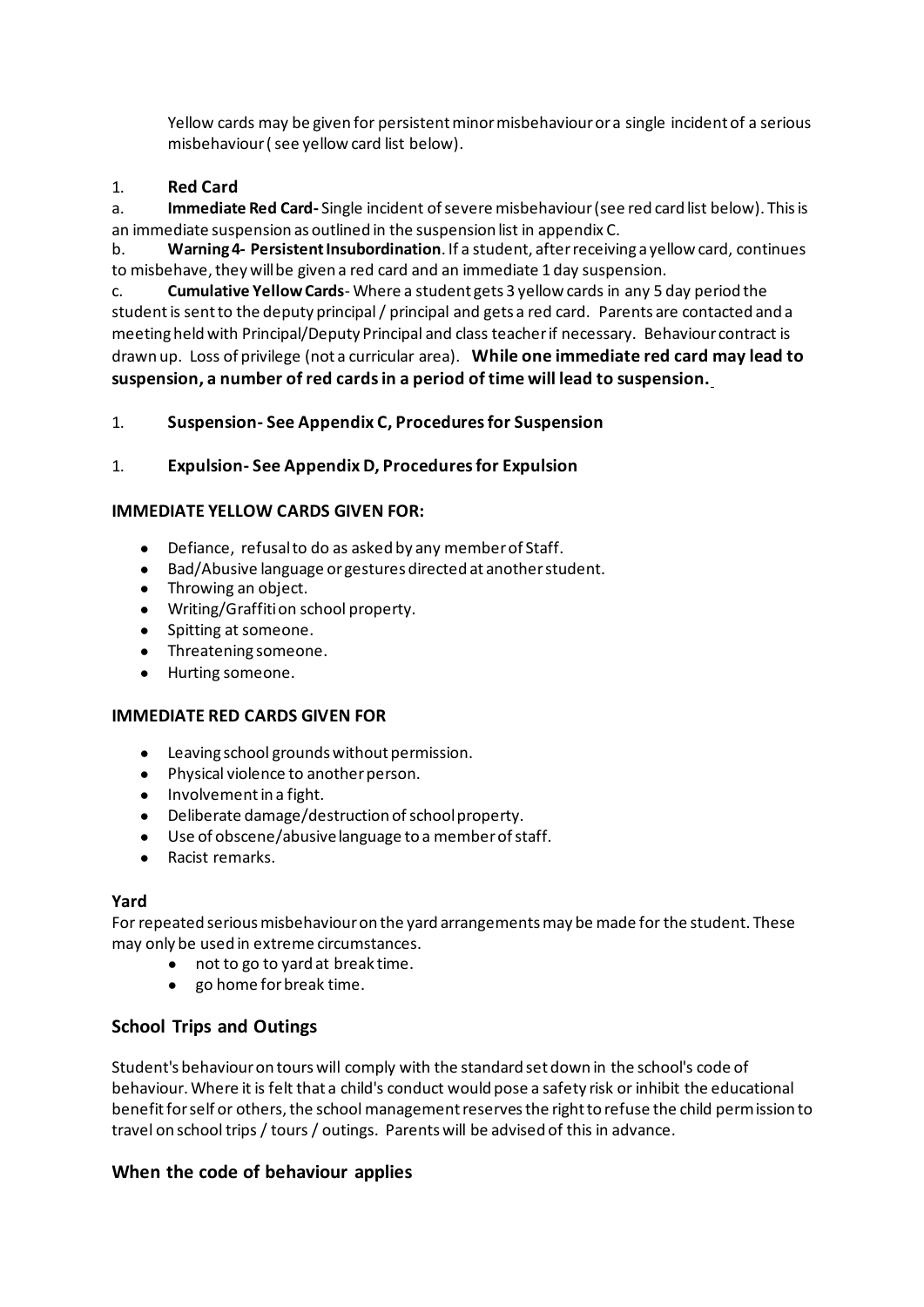Yellow cards may be given for persistent minor misbehaviour or a single incident of a serious misbehaviour ( see yellow card list below).

1. **Red Card**

a. **Immediate Red Card-** Single incident of severe misbehaviour (see red card list below). This is an immediate suspension as outlined in the suspension list in appendix C.

b. **Warning 4- Persistent Insubordination**. If a student, after receiving a yellow card, continues to misbehave, they will be given a red card and an immediate 1 day suspension.

c. **Cumulative Yellow Cards**- Where a student gets 3 yellow cards in any 5 day period the student is sent to the deputy principal / principal and gets a red card. Parents are contacted and a meeting held with Principal/Deputy Principal and class teacher if necessary. Behaviour contract is drawn up. Loss of privilege (not a curricular area). **While one immediate red card may lead to suspension, a number of red cards in a period of time will lead to suspension.**

1. **Suspension- See Appendix C, Procedures for Suspension**

1. **Expulsion- See Appendix D, Procedures for Expulsion**

**IMMEDIATE YELLOW CARDS GIVEN FOR:**

- Defiance, refusal to do as asked by any member of Staff.
- Bad/Abusive language or gestures directed at another student.
- Throwing an object.
- Writing/Graffiti on school property.
- Spitting at someone.
- Threatening someone.
- Hurting someone.

**IMMEDIATE RED CARDS GIVEN FOR**

- Leaving school grounds without permission.
- Physical violence to another person.
- Involvement in a fight.
- Deliberate damage/destruction of school property.
- Use of obscene/abusive language to a member of staff.
- Racist remarks.

**Yard**

For repeated serious misbehaviour on the yard arrangements may be made for the student. These may only be used in extreme circumstances.

- not to go to yard at break time.
- go home for break time.

## School Trips and Outings

Student's behaviour on tours will comply with the standard set down in the school's code of behaviour. Where it is felt that a child's conduct would pose a safety risk or inhibit the educational benefit for self or others, the school management reserves the right to refuse the child permission to travel on school trips / tours / outings. Parents will be advised of this in advance.

## When the code of behaviour applies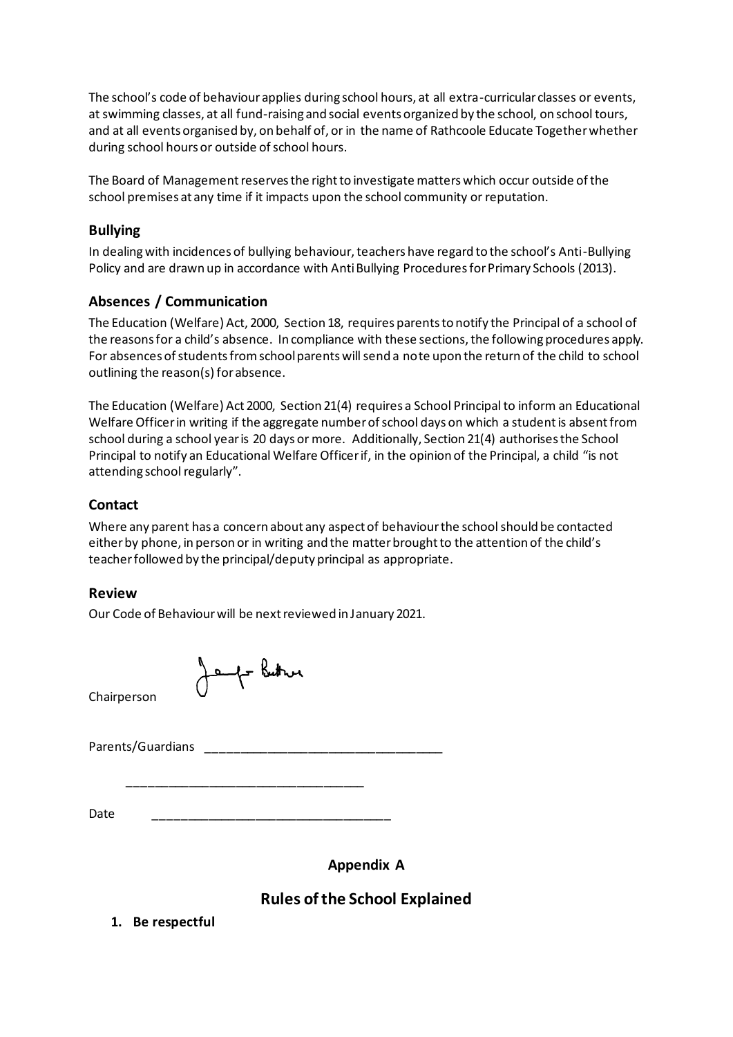The school's code of behaviour applies during school hours, at all extra-curricular classes or events, at swimming classes, at all fund-raising and social events organized by the school, on school tours, and at all events organised by, on behalf of, or in the name of Rathcoole Educate Together whether during school hours or outside of school hours.

The Board of Management reserves the right to investigate matters which occur outside of the school premises at any time if it impacts upon the school community or reputation.

## Bullying

In dealing with incidences of bullying behaviour, teachers have regard to the school's Anti-Bullying Policy and are drawn up in accordance with Anti Bullying Procedures for Primary Schools (2013).

## Absences / Communication

The Education (Welfare) Act, 2000, Section 18, requires parents to notify the Principal of a school of the reasons for a child's absence. In compliance with these sections, the following procedures apply. For absences of students from school parents will send a note upon the return of the child to school outlining the reason(s) for absence.

The Education (Welfare) Act 2000, Section 21(4) requires a School Principal to inform an Educational Welfare Officer in writing if the aggregate number of school days on which a student is absent from school during a school year is 20 days or more. Additionally, Section 21(4) authorises the School Principal to notify an Educational Welfare Officer if, in the opinion of the Principal, a child "is not attending school regularly".

## Contact

Where any parent has a concern about any aspect of behaviour the school should be contacted either by phone, in person or in writing and the matter brought to the attention of the child's teacher followed by the principal/deputy principal as appropriate.

## Review

Our Code of Behaviour will be next reviewed in January 2021.

Chairperson

Parents/Guardians ___________________________________

___________________________________

Date ___________________________________

**Appendix A**

## Rules of the School Explained

1. **Be respectful**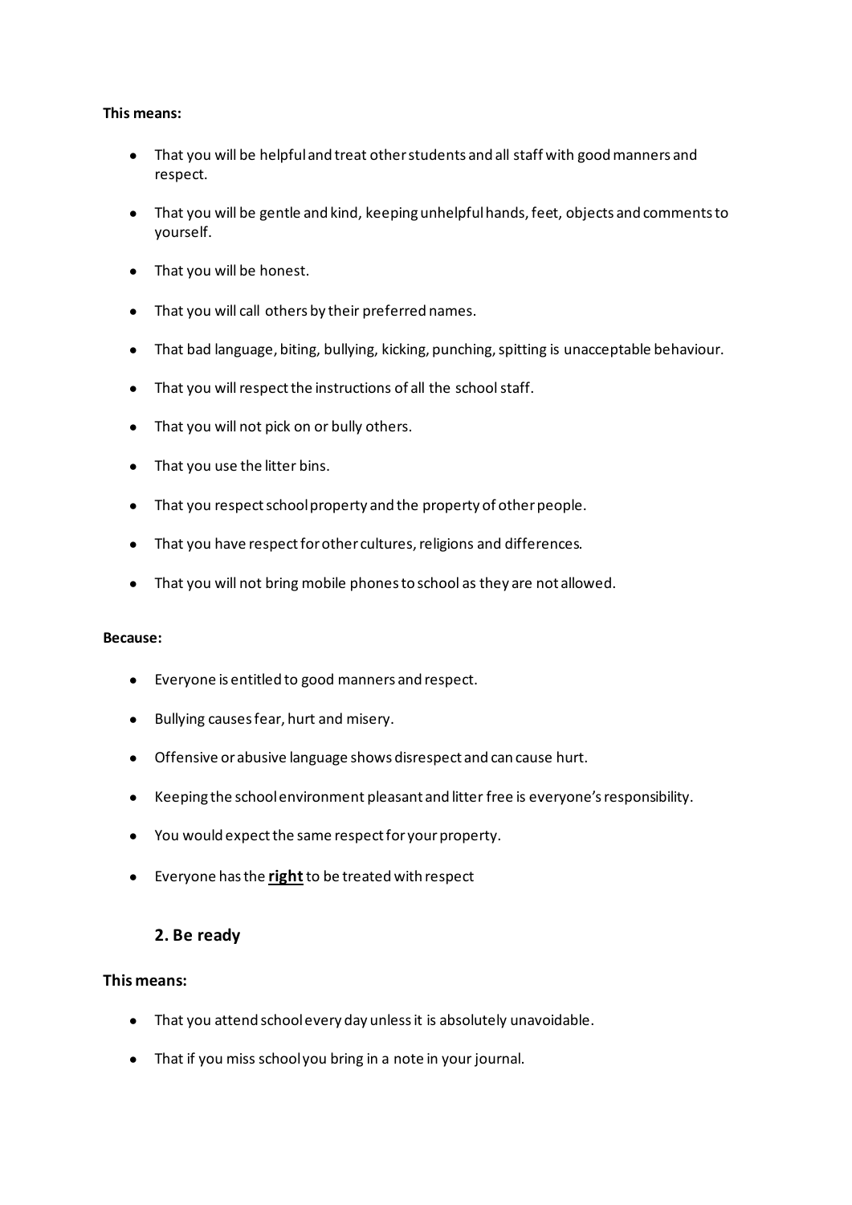**This means:**

- That you will be helpful and treat other students and all staff with good manners and respect.
- That you will be gentle and kind, keeping unhelpful hands, feet, objects and comments to yourself.
- That you will be honest.
- That you will call others by their preferred names.
- That bad language, biting, bullying, kicking, punching, spitting is unacceptable behaviour.
- That you will respect the instructions of all the school staff.
- That you will not pick on or bully others.
- That you use the litter bins.
- That you respect school property and the property of other people.
- That you have respect for other cultures, religions and differences.
- That you will not bring mobile phones to school as they are not allowed.

**Because:**

- Everyone is entitled to good manners and respect.
- Bullying causes fear, hurt and misery.
- Offensive or abusive language shows disrespect and can cause hurt.
- Keeping the school environment pleasant and litter free is everyone's responsibility.
- You would expect the same respect for your property.
- Everyone has the **right** to be treated with respect

## 2. Be ready

**This means:**

- That you attend school every day unless it is absolutely unavoidable.
- That if you miss school you bring in a note in your journal.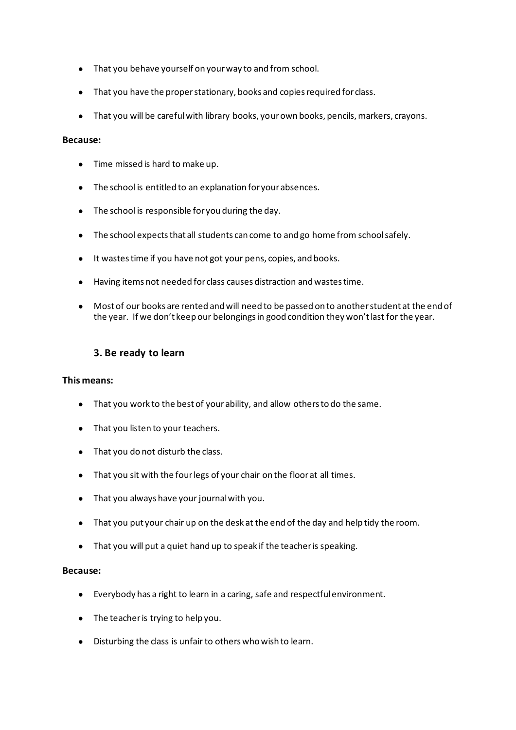- That you behave yourself on your way to and from school.
- That you have the proper stationary, books and copies required for class.
- That you will be careful with library books, your own books, pencils, markers, crayons.

**Because:**

- Time missed is hard to make up.
- The school is entitled to an explanation for your absences.
- The school is responsible for you during the day.
- The school expects that all students can come to and go home from school safely.
- It wastes time if you have not got your pens, copies, and books.
- Having items not needed for class causes distraction and wastes time.
- Most of our books are rented and will need to be passed on to another student at the end of the year. If we don't keep our belongings in good condition they won't last for the year.

### 3. Be ready to learn

**This means:**

- That you work to the best of your ability, and allow others to do the same.
- That you listen to your teachers.
- That you do not disturb the class.
- That you sit with the four legs of your chair on the floor at all times.
- That you always have your journal with you.
- That you put your chair up on the desk at the end of the day and help tidy the room.
- That you will put a quiet hand up to speak if the teacher is speaking.

**Because:**

- Everybody has a right to learn in a caring, safe and respectful environment.
- The teacher is trying to help you.
- Disturbing the class is unfair to others who wish to learn.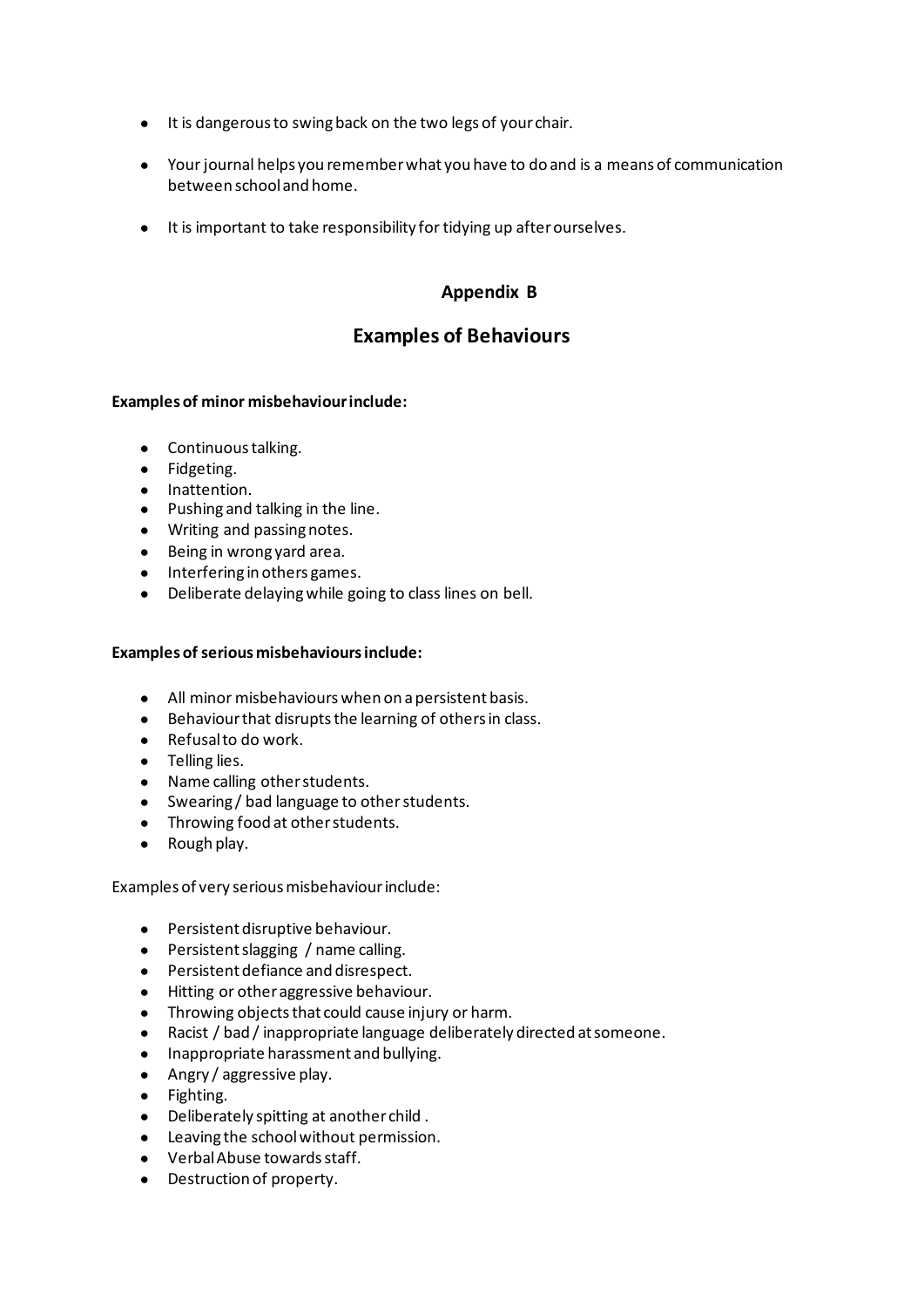- It is dangerous to swing back on the two legs of your chair.

- Your journal helps you remember what you have to do and is a means of communication between school and home.

- It is important to take responsibility for tidying up after ourselves.

## Appendix B

## Examples of Behaviours

**Examples of minor misbehaviour include:**

- Continuous talking.
- Fidgeting.
- Inattention.
- Pushing and talking in the line.
- Writing and passing notes.
- Being in wrong yard area.
- Interfering in others games.
- Deliberate delaying while going to class lines on bell.

**Examples of serious misbehaviours include:**

- All minor misbehaviours when on a persistent basis.
- Behaviour that disrupts the learning of others in class.
- Refusal to do work.
- Telling lies.
- Name calling other students.
- Swearing / bad language to other students.
- Throwing food at other students.
- Rough play.

Examples of very serious misbehaviour include:

- Persistent disruptive behaviour.
- Persistent slagging / name calling.
- Persistent defiance and disrespect.
- Hitting or other aggressive behaviour.
- Throwing objects that could cause injury or harm.
- Racist / bad / inappropriate language deliberately directed at someone.
- Inappropriate harassment and bullying.
- Angry / aggressive play.
- Fighting.
- Deliberately spitting at another child .
- Leaving the school without permission.
- Verbal Abuse towards staff.
- Destruction of property.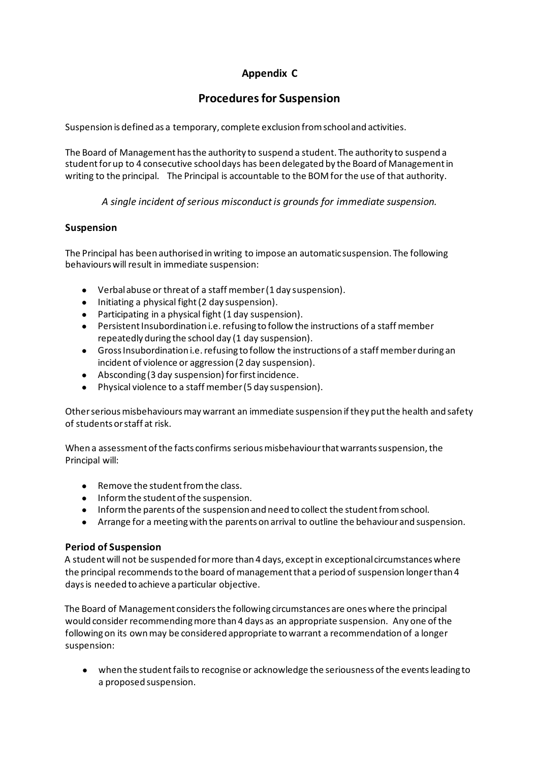# Appendix C

## Procedures for Suspension

Suspension is defined as a temporary, complete exclusion from school and activities.

The Board of Management has the authority to suspend a student. The authority to suspend a student for up to 4 consecutive school days has been delegated by the Board of Management in writing to the principal. The Principal is accountable to the BOM for the use of that authority.

*A single incident of serious misconduct is grounds for immediate suspension.*

### Suspension

The Principal has been authorised in writing to impose an automatic suspension. The following behaviours will result in immediate suspension:

- Verbal abuse or threat of a staff member (1 day suspension).
- Initiating a physical fight (2 day suspension).
- Participating in a physical fight (1 day suspension).
- Persistent Insubordination i.e. refusing to follow the instructions of a staff member repeatedly during the school day (1 day suspension).
- Gross Insubordination i.e. refusing to follow the instructions of a staff member during an incident of violence or aggression (2 day suspension).
- Absconding (3 day suspension) for first incidence.
- Physical violence to a staff member (5 day suspension).

Other serious misbehaviours may warrant an immediate suspension if they put the health and safety of students or staff at risk.

When a assessment of the facts confirms serious misbehaviour that warrants suspension, the Principal will:

- Remove the student from the class.
- Inform the student of the suspension.
- Inform the parents of the suspension and need to collect the student from school.
- Arrange for a meeting with the parents on arrival to outline the behaviour and suspension.

### Period of Suspension

A student will not be suspended for more than 4 days, except in exceptional circumstances where the principal recommends to the board of management that a period of suspension longer than 4 days is needed to achieve a particular objective.

The Board of Management considers the following circumstances are ones where the principal would consider recommending more than 4 days as an appropriate suspension. Any one of the following on its own may be considered appropriate to warrant a recommendation of a longer suspension:

- when the student fails to recognise or acknowledge the seriousness of the events leading to a proposed suspension.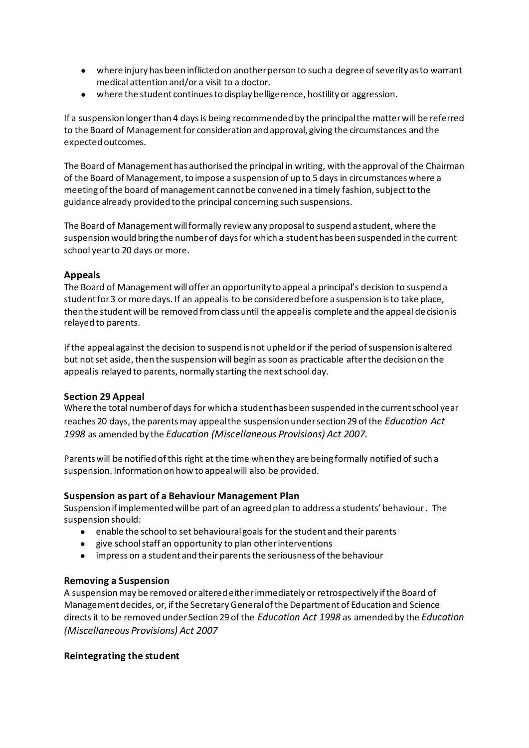- where injury has been inflicted on another person to such a degree of severity as to warrant medical attention and/or a visit to a doctor.
- where the student continues to display belligerence, hostility or aggression.

If a suspension longer than 4 days is being recommended by the principal the matter will be referred to the Board of Management for consideration and approval, giving the circumstances and the expected outcomes.

The Board of Management has authorised the principal in writing, with the approval of the Chairman of the Board of Management, to impose a suspension of up to 5 days in circumstances where a meeting of the board of management cannot be convened in a timely fashion, subject to the guidance already provided to the principal concerning such suspensions.

The Board of Management will formally review any proposal to suspend a student, where the suspension would bring the number of days for which a student has been suspended in the current school year to 20 days or more.

### Appeals

The Board of Management will offer an opportunity to appeal a principal's decision to suspend a student for 3 or more days. If an appeal is to be considered before a suspension is to take place, then the student will be removed from class until the appeal is complete and the appeal decision is relayed to parents.

If the appeal against the decision to suspend is not upheld or if the period of suspension is altered but not set aside, then the suspension will begin as soon as practicable after the decision on the appeal is relayed to parents, normally starting the next school day.

### Section 29 Appeal

Where the total number of days for which a student has been suspended in the current school year reaches 20 days, the parents may appeal the suspension under section 29 of the *Education Act 1998* as amended by the *Education (Miscellaneous Provisions) Act 2007*.

Parents will be notified of this right at the time when they are being formally notified of such a suspension. Information on how to appeal will also be provided.

### Suspension as part of a Behaviour Management Plan

Suspension if implemented will be part of an agreed plan to address a students' behaviour. The suspension should:

- enable the school to set behavioural goals for the student and their parents
- give school staff an opportunity to plan other interventions
- impress on a student and their parents the seriousness of the behaviour

### Removing a Suspension

A suspension may be removed or altered either immediately or retrospectively if the Board of Management decides, or, if the Secretary General of the Department of Education and Science directs it to be removed under Section 29 of the *Education Act 1998* as amended by the *Education (Miscellaneous Provisions) Act 2007*

### Reintegrating the student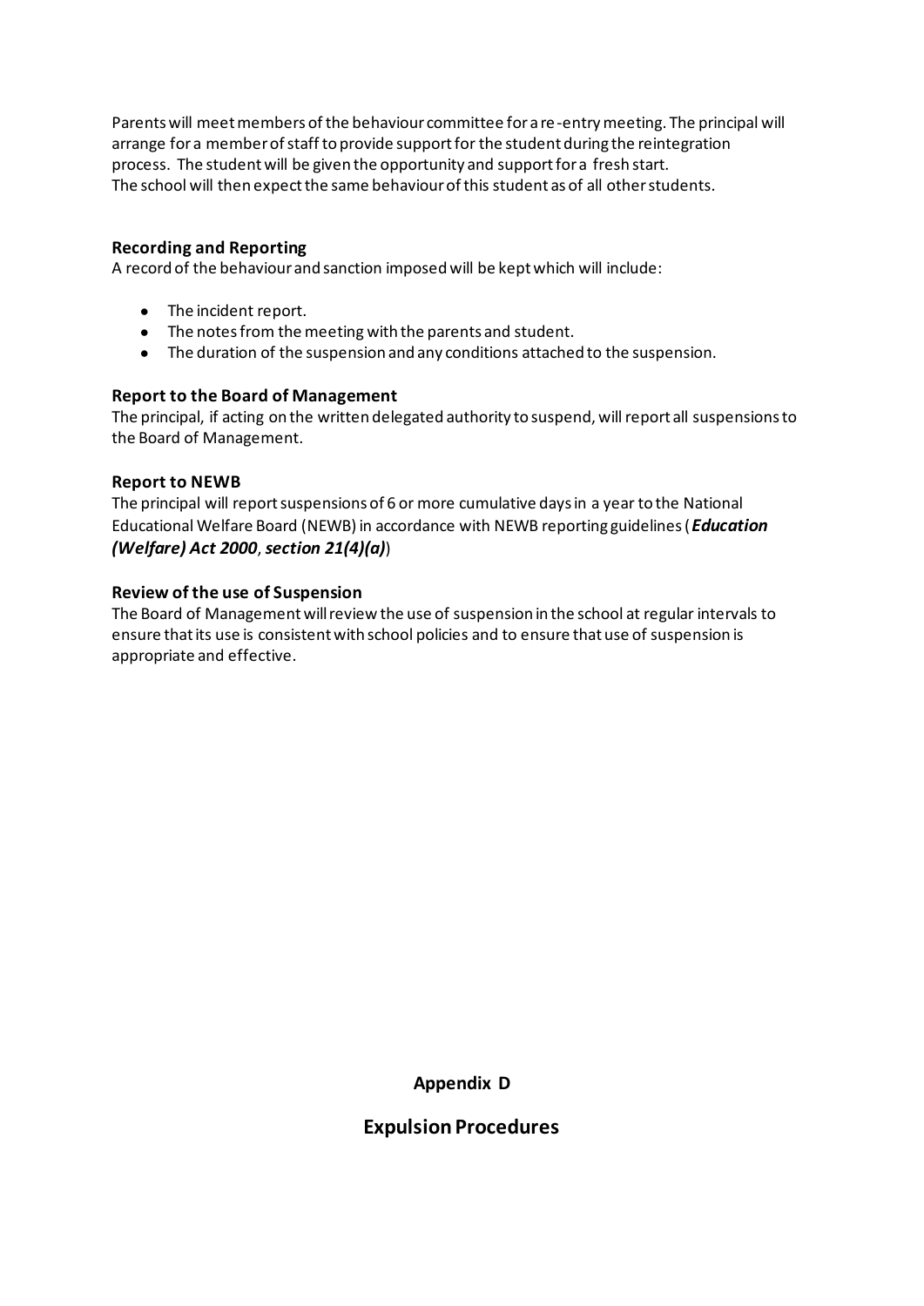Parents will meet members of the behaviour committee for a re-entry meeting. The principal will arrange for a member of staff to provide support for the student during the reintegration process. The student will be given the opportunity and support for a fresh start.
The school will then expect the same behaviour of this student as of all other students.

### Recording and Reporting

A record of the behaviour and sanction imposed will be kept which will include:

- The incident report.
- The notes from the meeting with the parents and student.
- The duration of the suspension and any conditions attached to the suspension.

### Report to the Board of Management

The principal, if acting on the written delegated authority to suspend, will report all suspensions to the Board of Management.

### Report to NEWB

The principal will report suspensions of 6 or more cumulative days in a year to the National Educational Welfare Board (NEWB) in accordance with NEWB reporting guidelines (***Education (Welfare) Act 2000***, ***section 21(4)(a)***)

### Review of the use of Suspension

The Board of Management will review the use of suspension in the school at regular intervals to ensure that its use is consistent with school policies and to ensure that use of suspension is appropriate and effective.

## Appendix D

## Expulsion Procedures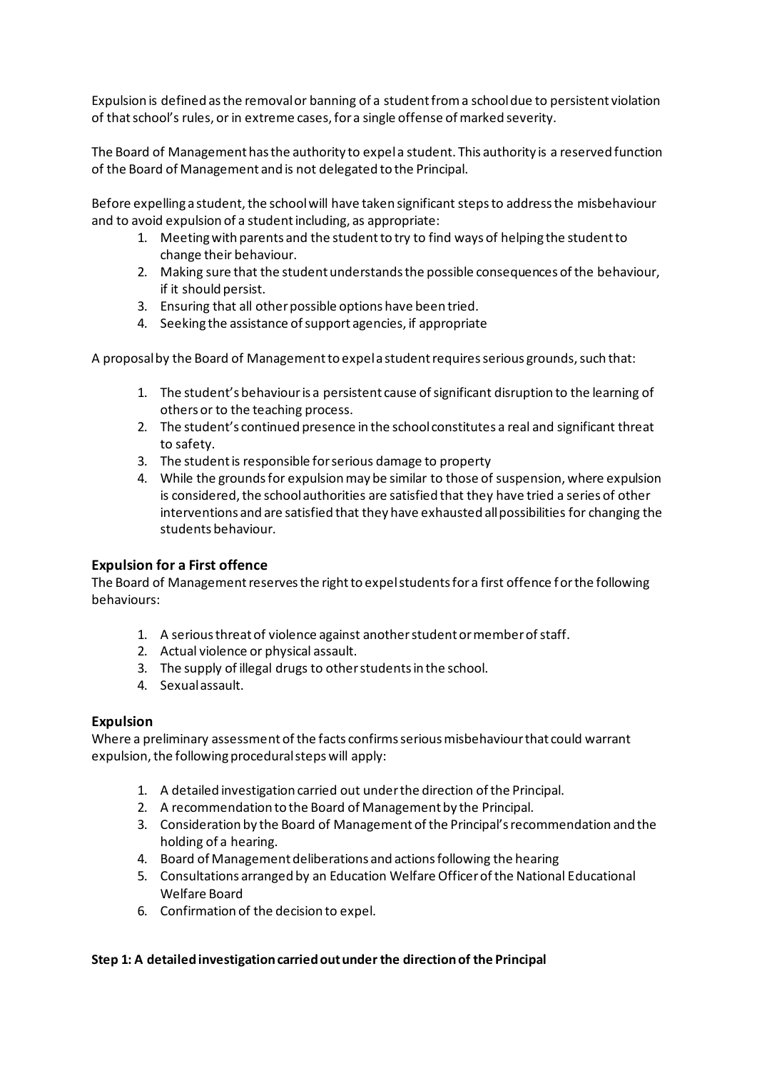Expulsion is defined as the removal or banning of a student from a school due to persistent violation of that school's rules, or in extreme cases, for a single offense of marked severity.

The Board of Management has the authority to expel a student. This authority is a reserved function of the Board of Management and is not delegated to the Principal.

Before expelling a student, the school will have taken significant steps to address the misbehaviour and to avoid expulsion of a student including, as appropriate:

1. Meeting with parents and the student to try to find ways of helping the student to change their behaviour.
2. Making sure that the student understands the possible consequences of the behaviour, if it should persist.
3. Ensuring that all other possible options have been tried.
4. Seeking the assistance of support agencies, if appropriate

A proposal by the Board of Management to expel a student requires serious grounds, such that:

1. The student's behaviour is a persistent cause of significant disruption to the learning of others or to the teaching process.
2. The student's continued presence in the school constitutes a real and significant threat to safety.
3. The student is responsible for serious damage to property
4. While the grounds for expulsion may be similar to those of suspension, where expulsion is considered, the school authorities are satisfied that they have tried a series of other interventions and are satisfied that they have exhausted all possibilities for changing the students behaviour.

### Expulsion for a First offence

The Board of Management reserves the right to expel students for a first offence for the following behaviours:

1. A serious threat of violence against another student or member of staff.
2. Actual violence or physical assault.
3. The supply of illegal drugs to other students in the school.
4. Sexual assault.

### Expulsion

Where a preliminary assessment of the facts confirms serious misbehaviour that could warrant expulsion, the following procedural steps will apply:

1. A detailed investigation carried out under the direction of the Principal.
2. A recommendation to the Board of Management by the Principal.
3. Consideration by the Board of Management of the Principal's recommendation and the holding of a hearing.
4. Board of Management deliberations and actions following the hearing
5. Consultations arranged by an Education Welfare Officer of the National Educational Welfare Board
6. Confirmation of the decision to expel.

**Step 1: A detailed investigation carried out under the direction of the Principal**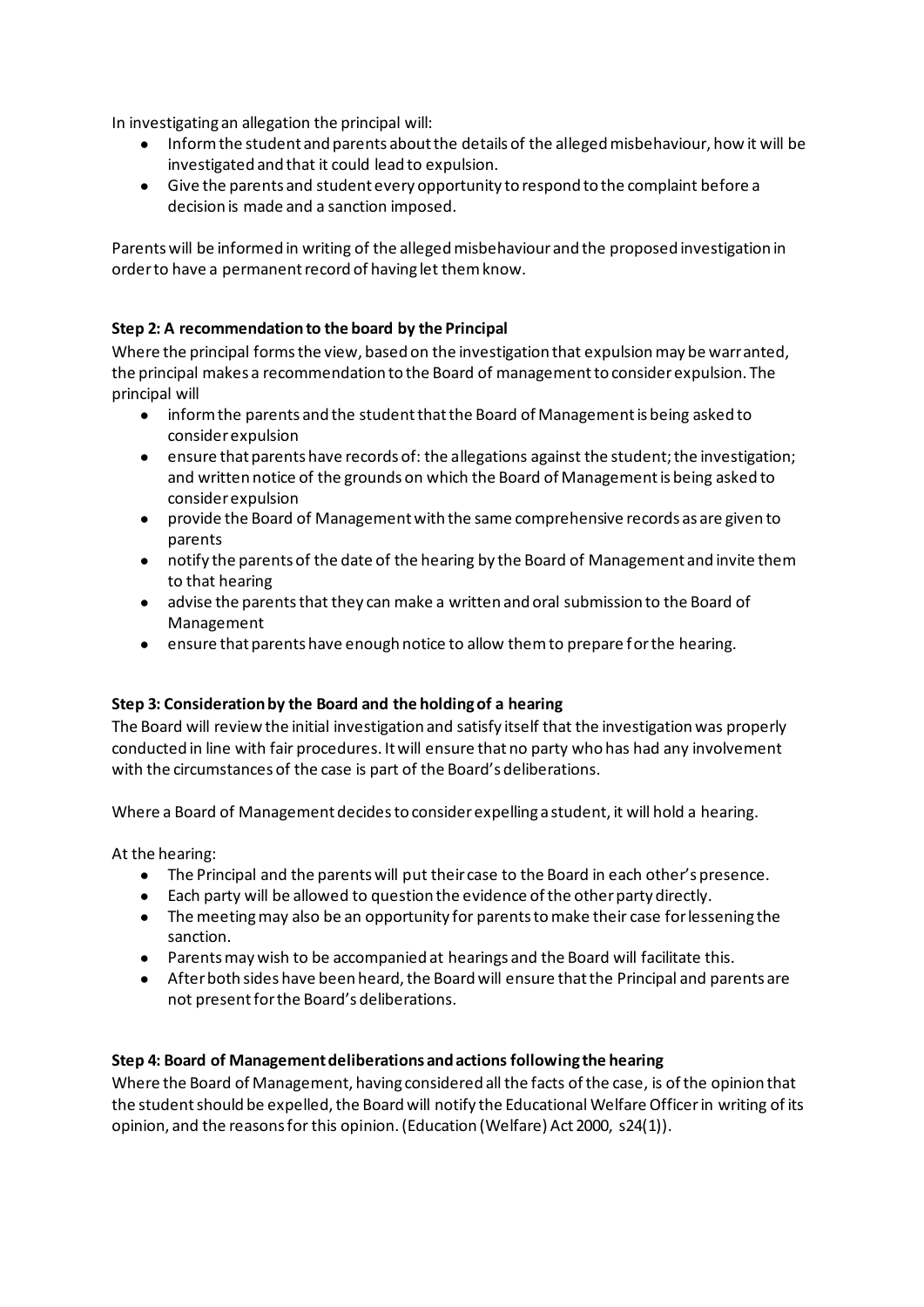In investigating an allegation the principal will:

- Inform the student and parents about the details of the alleged misbehaviour, how it will be investigated and that it could lead to expulsion.
- Give the parents and student every opportunity to respond to the complaint before a decision is made and a sanction imposed.

Parents will be informed in writing of the alleged misbehaviour and the proposed investigation in order to have a permanent record of having let them know.

**Step 2: A recommendation to the board by the Principal**

Where the principal forms the view, based on the investigation that expulsion may be warranted, the principal makes a recommendation to the Board of management to consider expulsion. The principal will

- inform the parents and the student that the Board of Management is being asked to consider expulsion
- ensure that parents have records of: the allegations against the student; the investigation; and written notice of the grounds on which the Board of Management is being asked to consider expulsion
- provide the Board of Management with the same comprehensive records as are given to parents
- notify the parents of the date of the hearing by the Board of Management and invite them to that hearing
- advise the parents that they can make a written and oral submission to the Board of Management
- ensure that parents have enough notice to allow them to prepare for the hearing.

**Step 3: Consideration by the Board and the holding of a hearing**

The Board will review the initial investigation and satisfy itself that the investigation was properly conducted in line with fair procedures. It will ensure that no party who has had any involvement with the circumstances of the case is part of the Board's deliberations.

Where a Board of Management decides to consider expelling a student, it will hold a hearing.

At the hearing:

- The Principal and the parents will put their case to the Board in each other's presence.
- Each party will be allowed to question the evidence of the other party directly.
- The meeting may also be an opportunity for parents to make their case for lessening the sanction.
- Parents may wish to be accompanied at hearings and the Board will facilitate this.
- After both sides have been heard, the Board will ensure that the Principal and parents are not present for the Board's deliberations.

**Step 4: Board of Management deliberations and actions following the hearing**

Where the Board of Management, having considered all the facts of the case, is of the opinion that the student should be expelled, the Board will notify the Educational Welfare Officer in writing of its opinion, and the reasons for this opinion. (Education (Welfare) Act 2000, s24(1)).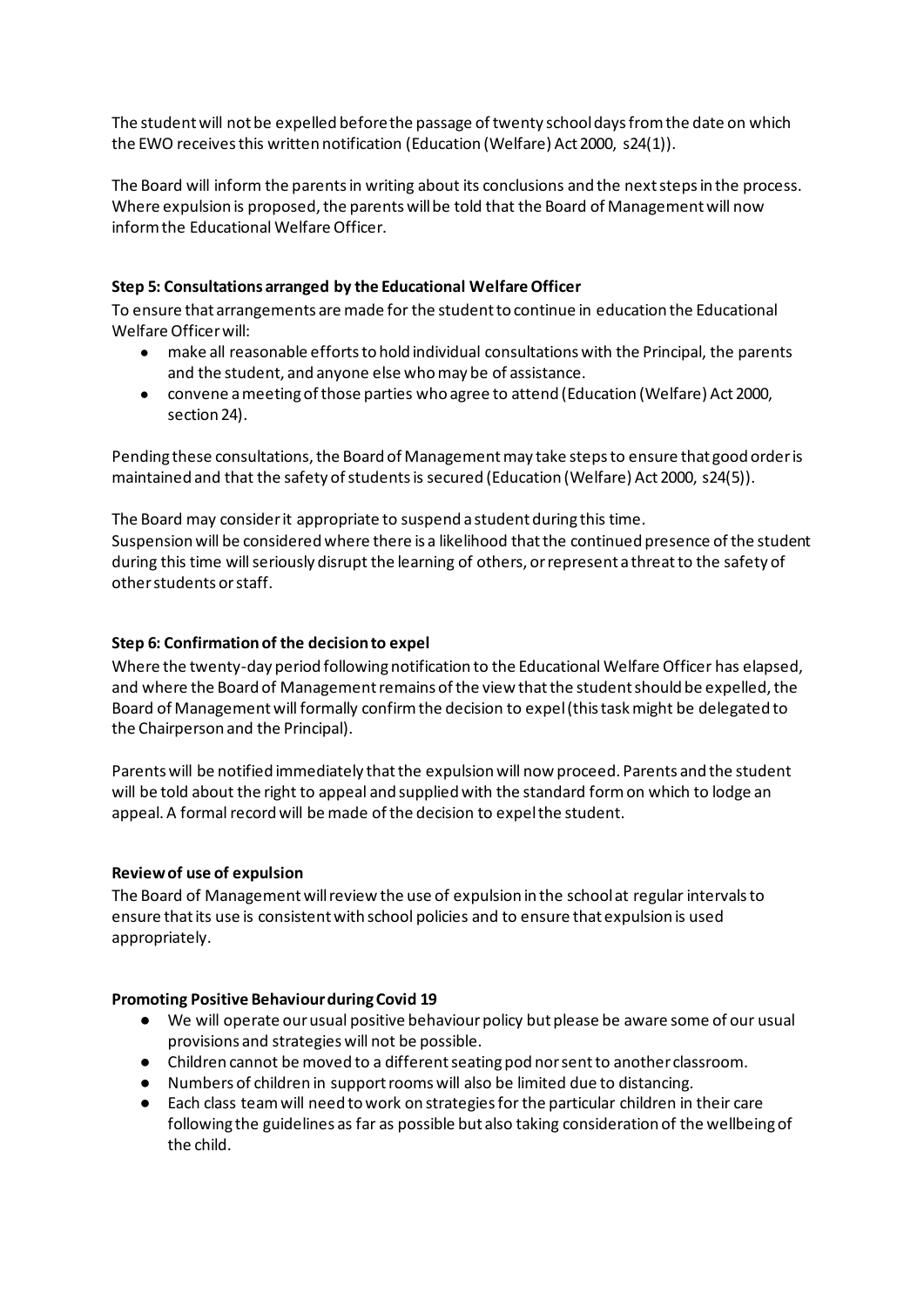The student will not be expelled before the passage of twenty school days from the date on which the EWO receives this written notification (Education (Welfare) Act 2000, s24(1)).

The Board will inform the parents in writing about its conclusions and the next steps in the process. Where expulsion is proposed, the parents will be told that the Board of Management will now inform the Educational Welfare Officer.

**Step 5: Consultations arranged by the Educational Welfare Officer**

To ensure that arrangements are made for the student to continue in education the Educational Welfare Officer will:

- make all reasonable efforts to hold individual consultations with the Principal, the parents and the student, and anyone else who may be of assistance.
- convene a meeting of those parties who agree to attend (Education (Welfare) Act 2000, section 24).

Pending these consultations, the Board of Management may take steps to ensure that good order is maintained and that the safety of students is secured (Education (Welfare) Act 2000, s24(5)).

The Board may consider it appropriate to suspend a student during this time.
Suspension will be considered where there is a likelihood that the continued presence of the student during this time will seriously disrupt the learning of others, or represent a threat to the safety of other students or staff.

**Step 6: Confirmation of the decision to expel**

Where the twenty-day period following notification to the Educational Welfare Officer has elapsed, and where the Board of Management remains of the view that the student should be expelled, the Board of Management will formally confirm the decision to expel (this task might be delegated to the Chairperson and the Principal).

Parents will be notified immediately that the expulsion will now proceed. Parents and the student will be told about the right to appeal and supplied with the standard form on which to lodge an appeal. A formal record will be made of the decision to expel the student.

**Review of use of expulsion**

The Board of Management will review the use of expulsion in the school at regular intervals to ensure that its use is consistent with school policies and to ensure that expulsion is used appropriately.

**Promoting Positive Behaviour during Covid 19**

- We will operate our usual positive behaviour policy but please be aware some of our usual provisions and strategies will not be possible.
- Children cannot be moved to a different seating pod nor sent to another classroom.
- Numbers of children in support rooms will also be limited due to distancing.
- Each class team will need to work on strategies for the particular children in their care following the guidelines as far as possible but also taking consideration of the wellbeing of the child.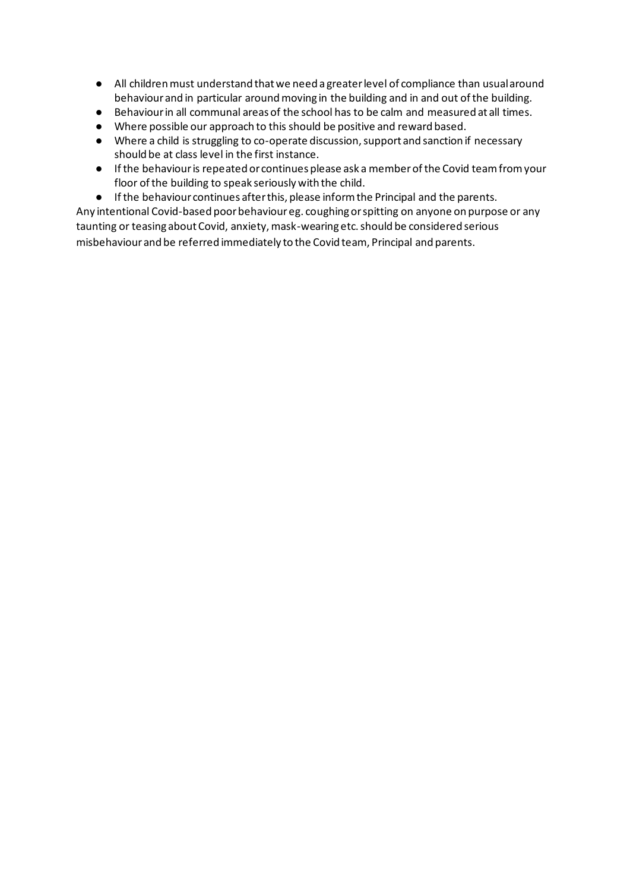- All children must understand that we need a greater level of compliance than usual around behaviour and in particular around moving in the building and in and out of the building.
- Behaviour in all communal areas of the school has to be calm and measured at all times.
- Where possible our approach to this should be positive and reward based.
- Where a child is struggling to co-operate discussion, support and sanction if necessary should be at class level in the first instance.
- If the behaviour is repeated or continues please ask a member of the Covid team from your floor of the building to speak seriously with the child.
- If the behaviour continues after this, please inform the Principal and the parents.

Any intentional Covid-based poor behaviour eg. coughing or spitting on anyone on purpose or any taunting or teasing about Covid, anxiety, mask-wearing etc. should be considered serious misbehaviour and be referred immediately to the Covid team, Principal and parents.